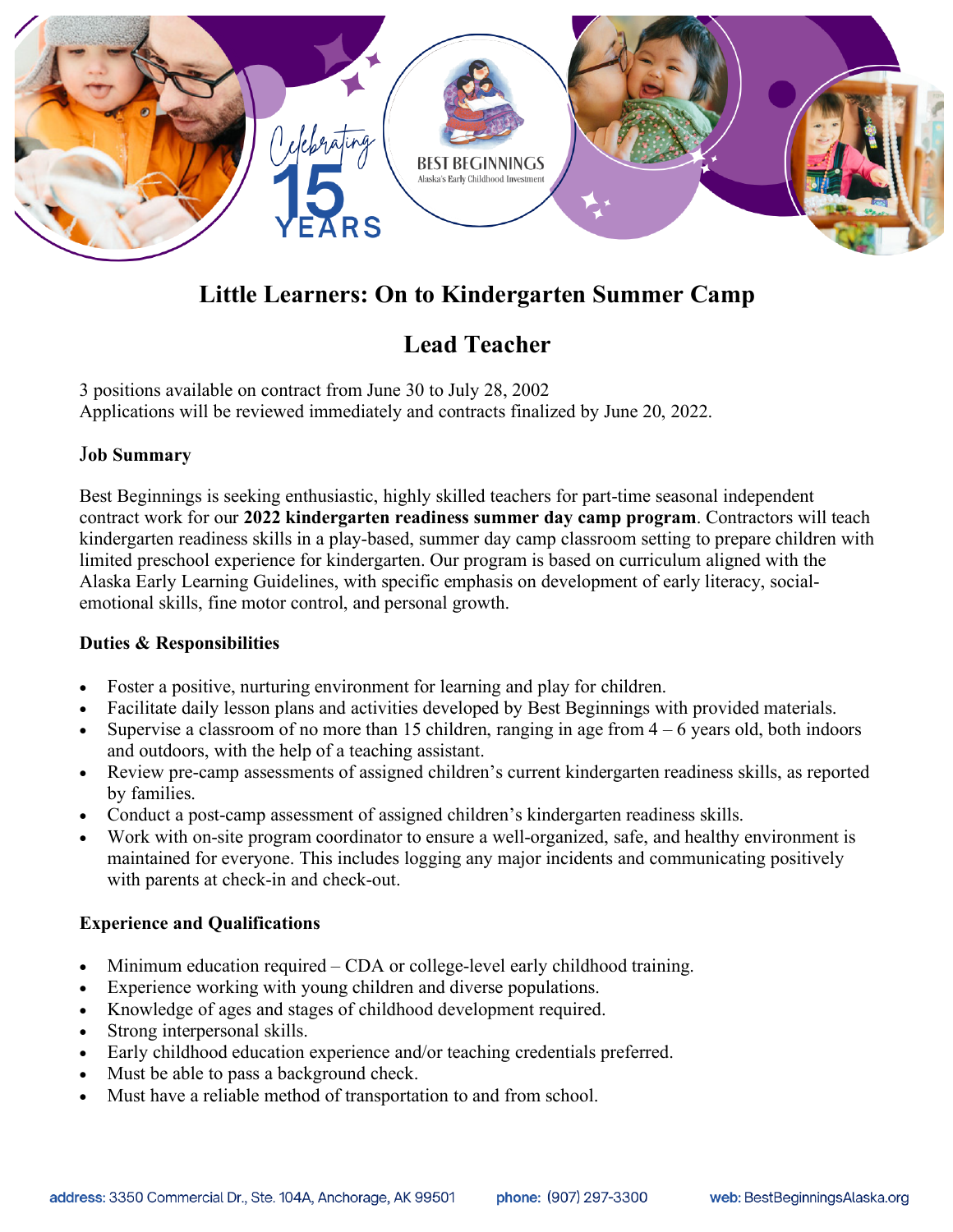Celebrating 15 YEARS

BEST BEGINNINGS
Alaska's Early Childhood Investment

# Little Learners: On to Kindergarten Summer Camp

# Lead Teacher

3 positions available on contract from June 30 to July 28, 2002
Applications will be reviewed immediately and contracts finalized by June 20, 2022.

### Job Summary

Best Beginnings is seeking enthusiastic, highly skilled teachers for part-time seasonal independent contract work for our **2022 kindergarten readiness summer day camp program**. Contractors will teach kindergarten readiness skills in a play-based, summer day camp classroom setting to prepare children with limited preschool experience for kindergarten. Our program is based on curriculum aligned with the Alaska Early Learning Guidelines, with specific emphasis on development of early literacy, social-emotional skills, fine motor control, and personal growth.

### Duties & Responsibilities

- Foster a positive, nurturing environment for learning and play for children.
- Facilitate daily lesson plans and activities developed by Best Beginnings with provided materials.
- Supervise a classroom of no more than 15 children, ranging in age from 4 – 6 years old, both indoors and outdoors, with the help of a teaching assistant.
- Review pre-camp assessments of assigned children's current kindergarten readiness skills, as reported by families.
- Conduct a post-camp assessment of assigned children's kindergarten readiness skills.
- Work with on-site program coordinator to ensure a well-organized, safe, and healthy environment is maintained for everyone. This includes logging any major incidents and communicating positively with parents at check-in and check-out.

### Experience and Qualifications

- Minimum education required – CDA or college-level early childhood training.
- Experience working with young children and diverse populations.
- Knowledge of ages and stages of childhood development required.
- Strong interpersonal skills.
- Early childhood education experience and/or teaching credentials preferred.
- Must be able to pass a background check.
- Must have a reliable method of transportation to and from school.

address: 3350 Commercial Dr., Ste. 104A, Anchorage, AK 99501 phone: (907) 297-3300 web: BestBeginningsAlaska.org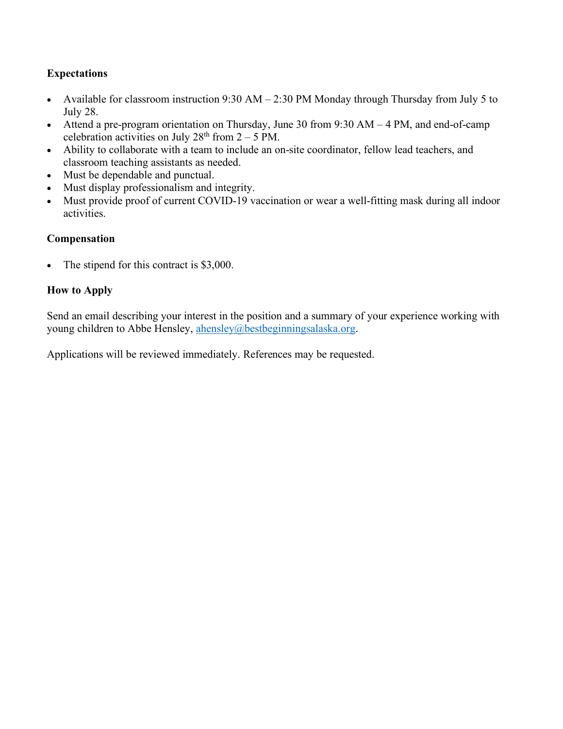**Expectations**

- Available for classroom instruction 9:30 AM – 2:30 PM Monday through Thursday from July 5 to July 28.
- Attend a pre-program orientation on Thursday, June 30 from 9:30 AM – 4 PM, and end-of-camp celebration activities on July 28th from 2 – 5 PM.
- Ability to collaborate with a team to include an on-site coordinator, fellow lead teachers, and classroom teaching assistants as needed.
- Must be dependable and punctual.
- Must display professionalism and integrity.
- Must provide proof of current COVID-19 vaccination or wear a well-fitting mask during all indoor activities.

**Compensation**

- The stipend for this contract is $3,000.

**How to Apply**

Send an email describing your interest in the position and a summary of your experience working with young children to Abbe Hensley, ahensley@bestbeginningsalaska.org.

Applications will be reviewed immediately. References may be requested.